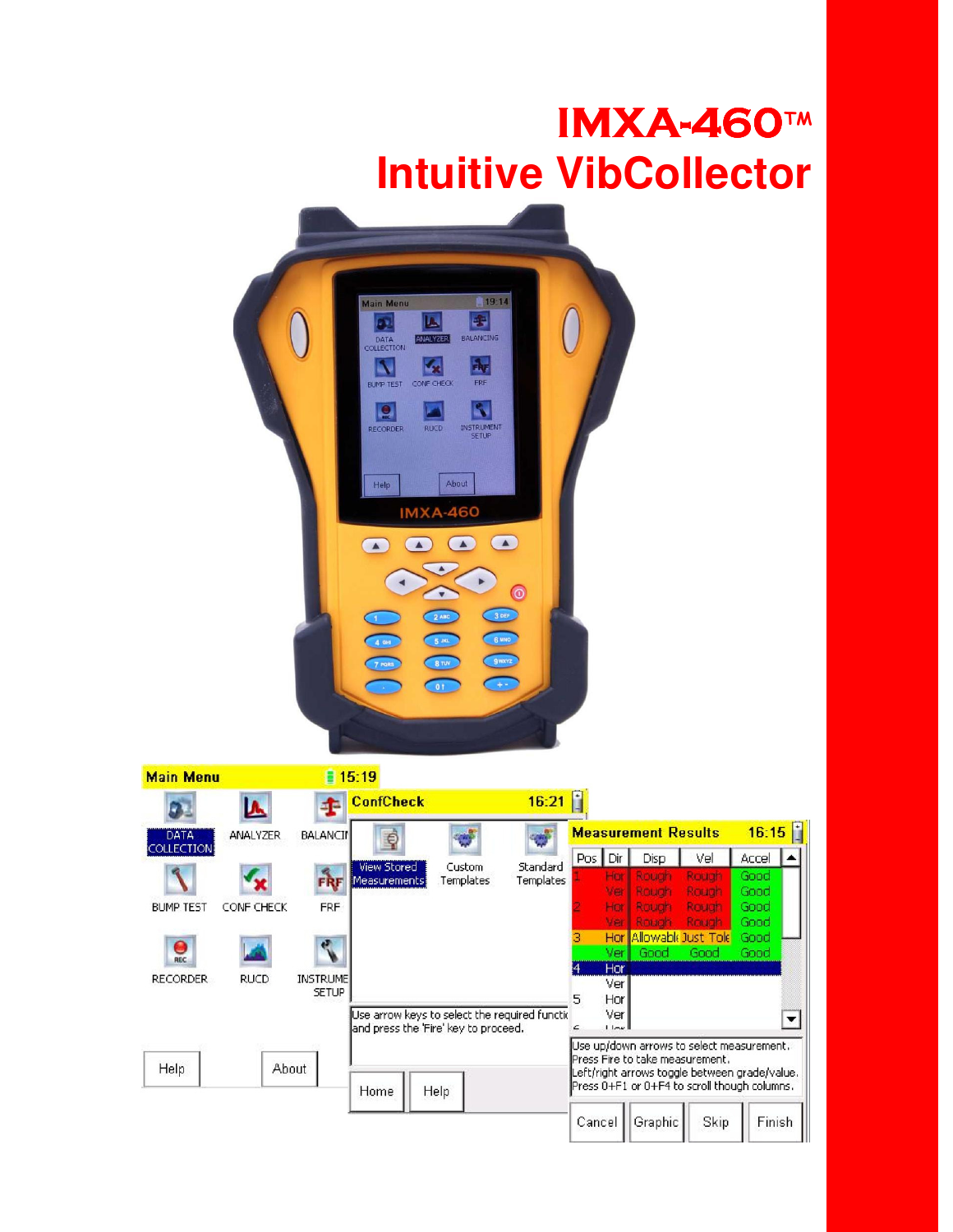# IMXA-460™

# Intuitive VibCollector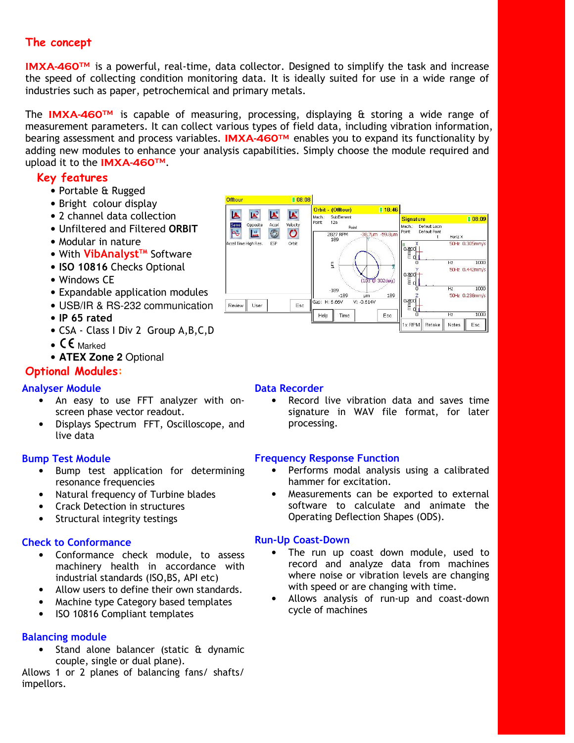## The concept

**IMXA-460™** is a powerful, real-time, data collector. Designed to simplify the task and increase the speed of collecting condition monitoring data. It is ideally suited for use in a wide range of industries such as paper, petrochemical and primary metals.

The **IMXA-460™** is capable of measuring, processing, displaying & storing a wide range of measurement parameters. It can collect various types of field data, including vibration information, bearing assessment and process variables. **IMXA-460™** enables you to expand its functionality by adding new modules to enhance your analysis capabilities. Simply choose the module required and upload it to the **IMXA-460™**.

### Key features

- Portable & Rugged
- Bright colour display
- 2 channel data collection
- Unfiltered and Filtered **ORBIT**
- Modular in nature
- With **VibAnalyst™** Software
- **ISO 10816** Checks Optional
- Windows CE
- Expandable application modules
- USB/IR & RS-232 communication
- **IP 65 rated**
- CSA - Class I Div 2 Group A,B,C,D
- CE Marked
- **ATEX Zone 2** Optional

## Optional Modules:

### Analyser Module

- An easy to use FFT analyzer with on-screen phase vector readout.
- Displays Spectrum FFT, Oscilloscope, and live data

### Bump Test Module

- Bump test application for determining resonance frequencies
- Natural frequency of Turbine blades
- Crack Detection in structures
- Structural integrity testings

### Check to Conformance

- Conformance check module, to assess machinery health in accordance with industrial standards (ISO,BS, API etc)
- Allow users to define their own standards.
- Machine type Category based templates
- ISO 10816 Compliant templates

### Balancing module

- Stand alone balancer (static & dynamic couple, single or dual plane).

Allows 1 or 2 planes of balancing fans/ shafts/ impellors.

### Data Recorder

- Record live vibration data and saves time signature in WAV file format, for later processing.

### Frequency Response Function

- Performs modal analysis using a calibrated hammer for excitation.
- Measurements can be exported to external software to calculate and animate the Operating Deflection Shapes (ODS).

### Run-Up Coast-Down

- The run up coast down module, used to record and analyze data from machines where noise or vibration levels are changing with speed or are changing with time.
- Allows analysis of run-up and coast-down cycle of machines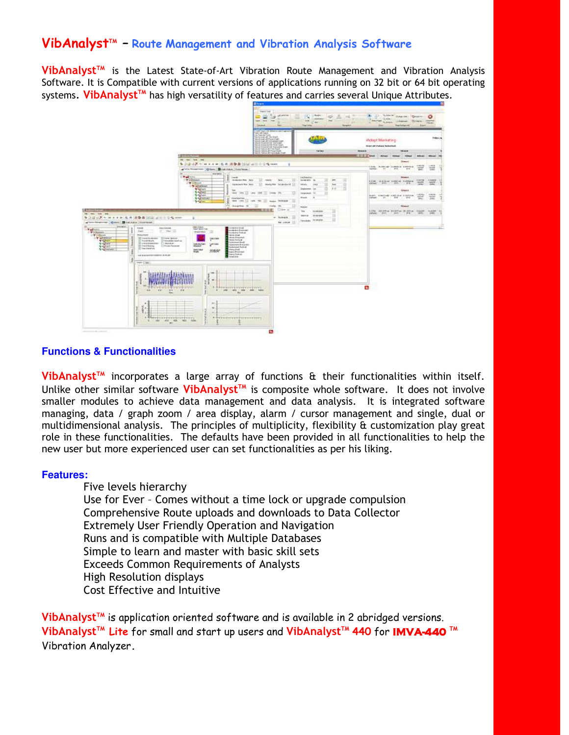# VibAnalyst™ – Route Management and Vibration Analysis Software

VibAnalyst™ is the Latest State-of-Art Vibration Route Management and Vibration Analysis Software. It is Compatible with current versions of applications running on 32 bit or 64 bit operating systems. VibAnalyst™ has high versatility of features and carries several Unique Attributes.

## Functions & Functionalities

VibAnalyst™ incorporates a large array of functions & their functionalities within itself. Unlike other similar software VibAnalyst™ is composite whole software. It does not involve smaller modules to achieve data management and data analysis. It is integrated software managing, data / graph zoom / area display, alarm / cursor management and single, dual or multidimensional analysis. The principles of multiplicity, flexibility & customization play great role in these functionalities. The defaults have been provided in all functionalities to help the new user but more experienced user can set functionalities as per his liking.

### Features:

- Five levels hierarchy
- Use for Ever – Comes without a time lock or upgrade compulsion
- Comprehensive Route uploads and downloads to Data Collector
- Extremely User Friendly Operation and Navigation
- Runs and is compatible with Multiple Databases
- Simple to learn and master with basic skill sets
- Exceeds Common Requirements of Analysts
- High Resolution displays
- Cost Effective and Intuitive

VibAnalyst™ is application oriented software and is available in 2 abridged versions. VibAnalyst™ Lite for small and start up users and VibAnalyst™ 440 for IMVA-440 ™ Vibration Analyzer.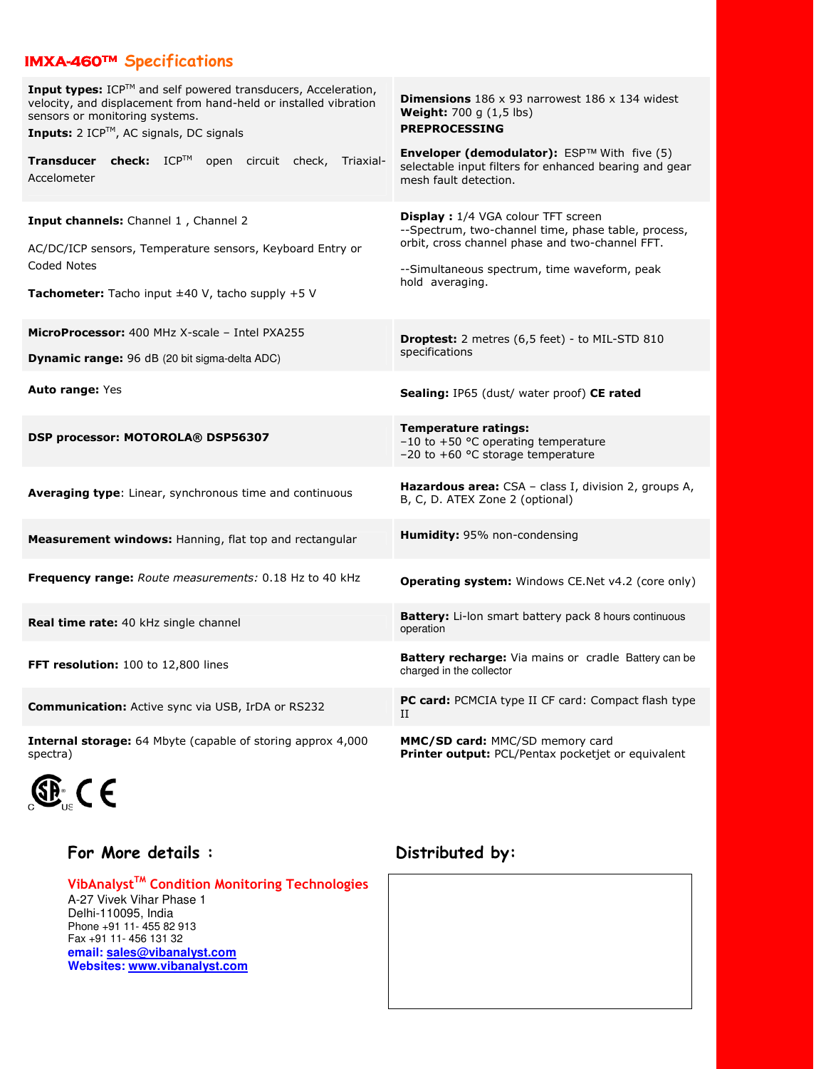## IMXA-460™ Specifications

**Input types:** ICP™ and self powered transducers, Acceleration, velocity, and displacement from hand-held or installed vibration sensors or monitoring systems.

**Inputs:** 2 ICP™, AC signals, DC signals

**Transducer check:** ICP™ open circuit check, Triaxial-Accelometer

**Input channels:** Channel 1 , Channel 2

AC/DC/ICP sensors, Temperature sensors, Keyboard Entry or Coded Notes

**Tachometer:** Tacho input ±40 V, tacho supply +5 V

**MicroProcessor:** 400 MHz X-scale – Intel PXA255

**Dynamic range:** 96 dB (20 bit sigma-delta ADC)

**Auto range:** Yes

**DSP processor: MOTOROLA® DSP56307**

**Averaging type**: Linear, synchronous time and continuous

**Measurement windows:** Hanning, flat top and rectangular

**Frequency range:** *Route measurements:* 0.18 Hz to 40 kHz

**Real time rate:** 40 kHz single channel

**FFT resolution:** 100 to 12,800 lines

**Communication:** Active sync via USB, IrDA or RS232

**Internal storage:** 64 Mbyte (capable of storing approx 4,000 spectra)

**Dimensions** 186 x 93 narrowest 186 x 134 widest
**Weight:** 700 g (1,5 lbs)
**PREPROCESSING**

**Enveloper (demodulator):** ESP™ With five (5) selectable input filters for enhanced bearing and gear mesh fault detection.

**Display :** 1/4 VGA colour TFT screen
--Spectrum, two-channel time, phase table, process, orbit, cross channel phase and two-channel FFT.

--Simultaneous spectrum, time waveform, peak hold averaging.

**Droptest:** 2 metres (6,5 feet) - to MIL-STD 810 specifications

**Sealing:** IP65 (dust/ water proof) **CE rated**

**Temperature ratings:**
−10 to +50 °C operating temperature
−20 to +60 °C storage temperature

**Hazardous area:** CSA – class I, division 2, groups A, B, C, D. ATEX Zone 2 (optional)

**Humidity:** 95% non-condensing

**Operating system:** Windows CE.Net v4.2 (core only)

**Battery:** Li-lon smart battery pack 8 hours continuous operation

**Battery recharge:** Via mains or cradle Battery can be charged in the collector

**PC card:** PCMCIA type II CF card: Compact flash type II

**MMC/SD card:** MMC/SD memory card
**Printer output:** PCL/Pentax pocketjet or equivalent

### For More details :

**VibAnalyst™ Condition Monitoring Technologies**
A-27 Vivek Vihar Phase 1
Delhi-110095, India
Phone +91 11- 455 82 913
Fax +91 11- 456 131 32
**email: sales@vibanalyst.com**
**Websites: www.vibanalyst.com**

### Distributed by: